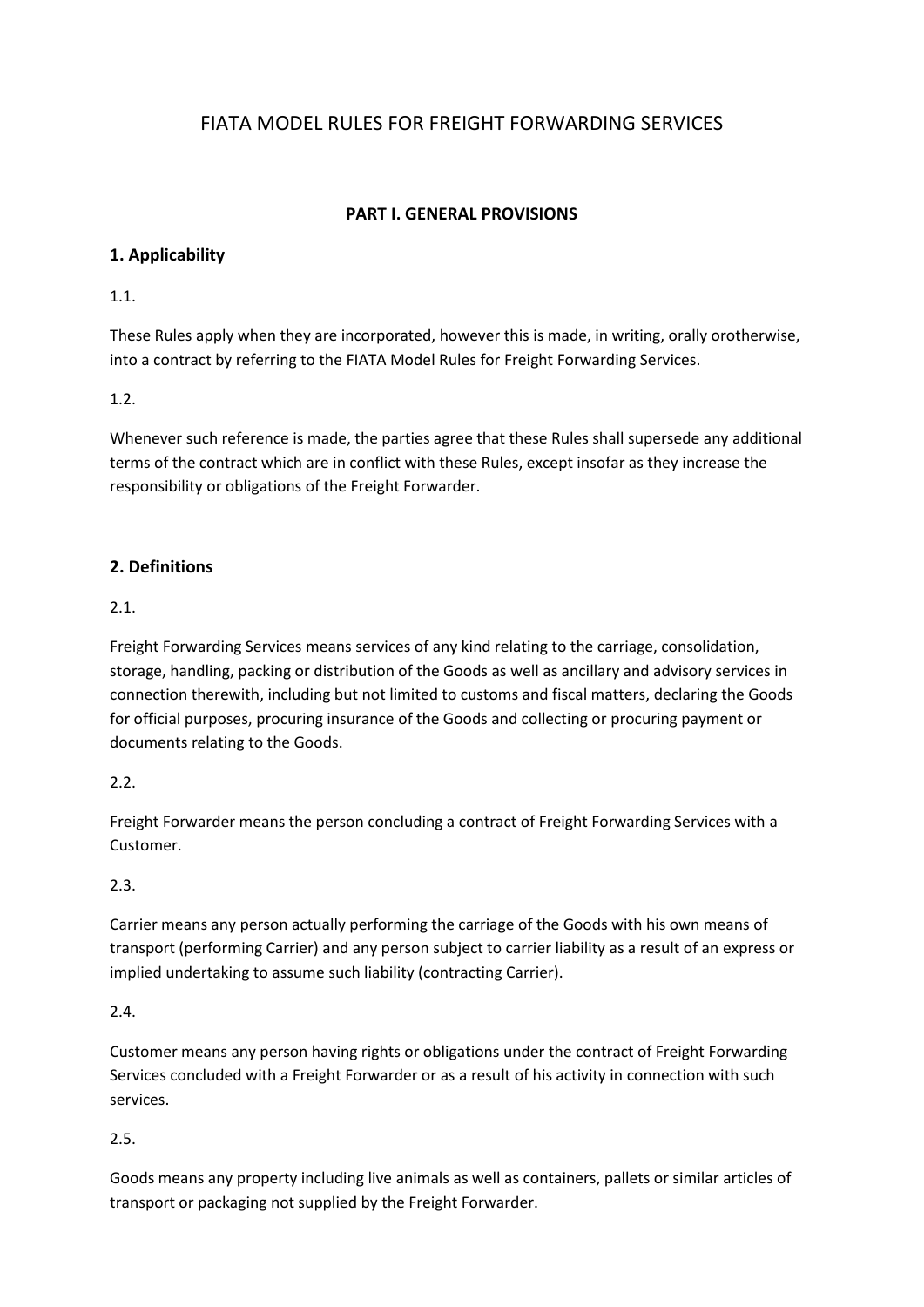# FIATA MODEL RULES FOR FREIGHT FORWARDING SERVICES

## PART I. GENERAL PROVISIONS

### 1. Applicability

1.1.

These Rules apply when they are incorporated, however this is made, in writing, orally orotherwise, into a contract by referring to the FIATA Model Rules for Freight Forwarding Services.

1.2.

Whenever such reference is made, the parties agree that these Rules shall supersede any additional terms of the contract which are in conflict with these Rules, except insofar as they increase the responsibility or obligations of the Freight Forwarder.

### 2. Definitions

2.1.

Freight Forwarding Services means services of any kind relating to the carriage, consolidation, storage, handling, packing or distribution of the Goods as well as ancillary and advisory services in connection therewith, including but not limited to customs and fiscal matters, declaring the Goods for official purposes, procuring insurance of the Goods and collecting or procuring payment or documents relating to the Goods.

2.2.

Freight Forwarder means the person concluding a contract of Freight Forwarding Services with a Customer.

2.3.

Carrier means any person actually performing the carriage of the Goods with his own means of transport (performing Carrier) and any person subject to carrier liability as a result of an express or implied undertaking to assume such liability (contracting Carrier).

2.4.

Customer means any person having rights or obligations under the contract of Freight Forwarding Services concluded with a Freight Forwarder or as a result of his activity in connection with such services.

2.5.

Goods means any property including live animals as well as containers, pallets or similar articles of transport or packaging not supplied by the Freight Forwarder.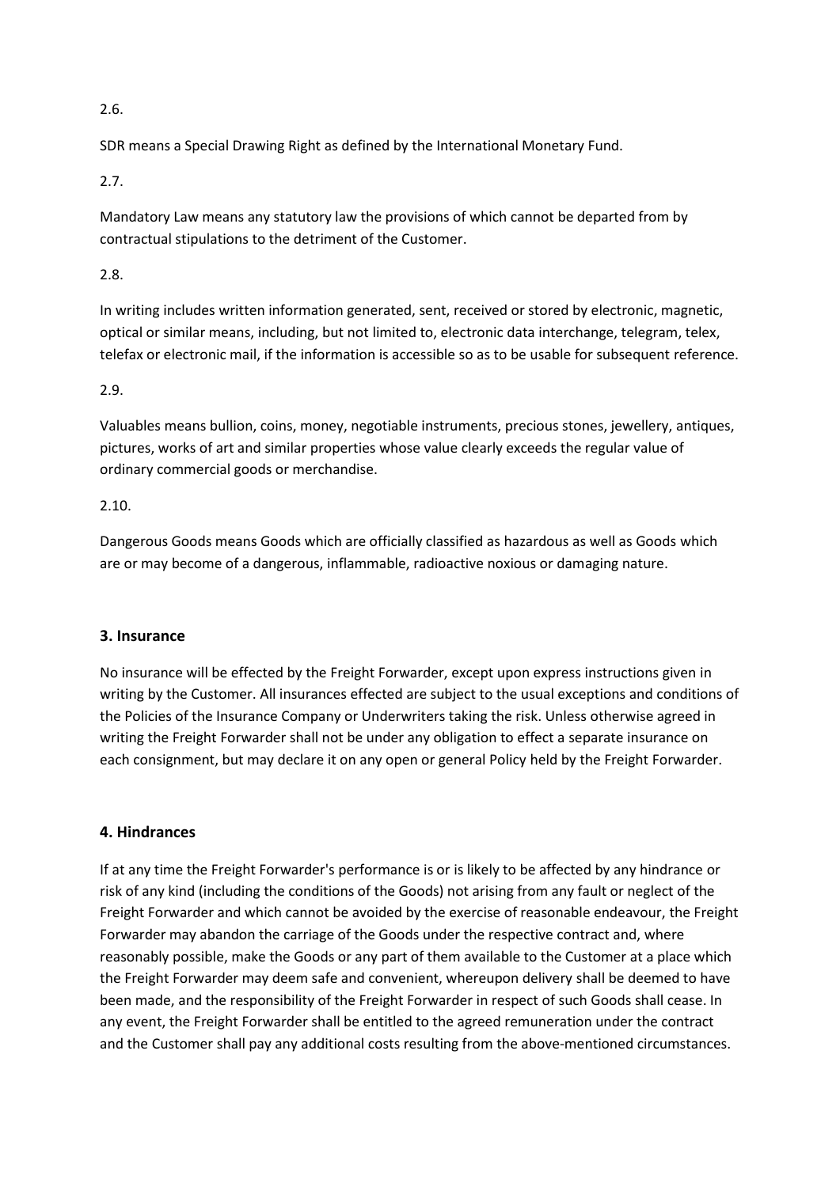2.6.

SDR means a Special Drawing Right as defined by the International Monetary Fund.

2.7.

Mandatory Law means any statutory law the provisions of which cannot be departed from by contractual stipulations to the detriment of the Customer.

2.8.

In writing includes written information generated, sent, received or stored by electronic, magnetic, optical or similar means, including, but not limited to, electronic data interchange, telegram, telex, telefax or electronic mail, if the information is accessible so as to be usable for subsequent reference.

2.9.

Valuables means bullion, coins, money, negotiable instruments, precious stones, jewellery, antiques, pictures, works of art and similar properties whose value clearly exceeds the regular value of ordinary commercial goods or merchandise.

2.10.

Dangerous Goods means Goods which are officially classified as hazardous as well as Goods which are or may become of a dangerous, inflammable, radioactive noxious or damaging nature.

## 3. Insurance

No insurance will be effected by the Freight Forwarder, except upon express instructions given in writing by the Customer. All insurances effected are subject to the usual exceptions and conditions of the Policies of the Insurance Company or Underwriters taking the risk. Unless otherwise agreed in writing the Freight Forwarder shall not be under any obligation to effect a separate insurance on each consignment, but may declare it on any open or general Policy held by the Freight Forwarder.

## 4. Hindrances

If at any time the Freight Forwarder's performance is or is likely to be affected by any hindrance or risk of any kind (including the conditions of the Goods) not arising from any fault or neglect of the Freight Forwarder and which cannot be avoided by the exercise of reasonable endeavour, the Freight Forwarder may abandon the carriage of the Goods under the respective contract and, where reasonably possible, make the Goods or any part of them available to the Customer at a place which the Freight Forwarder may deem safe and convenient, whereupon delivery shall be deemed to have been made, and the responsibility of the Freight Forwarder in respect of such Goods shall cease. In any event, the Freight Forwarder shall be entitled to the agreed remuneration under the contract and the Customer shall pay any additional costs resulting from the above-mentioned circumstances.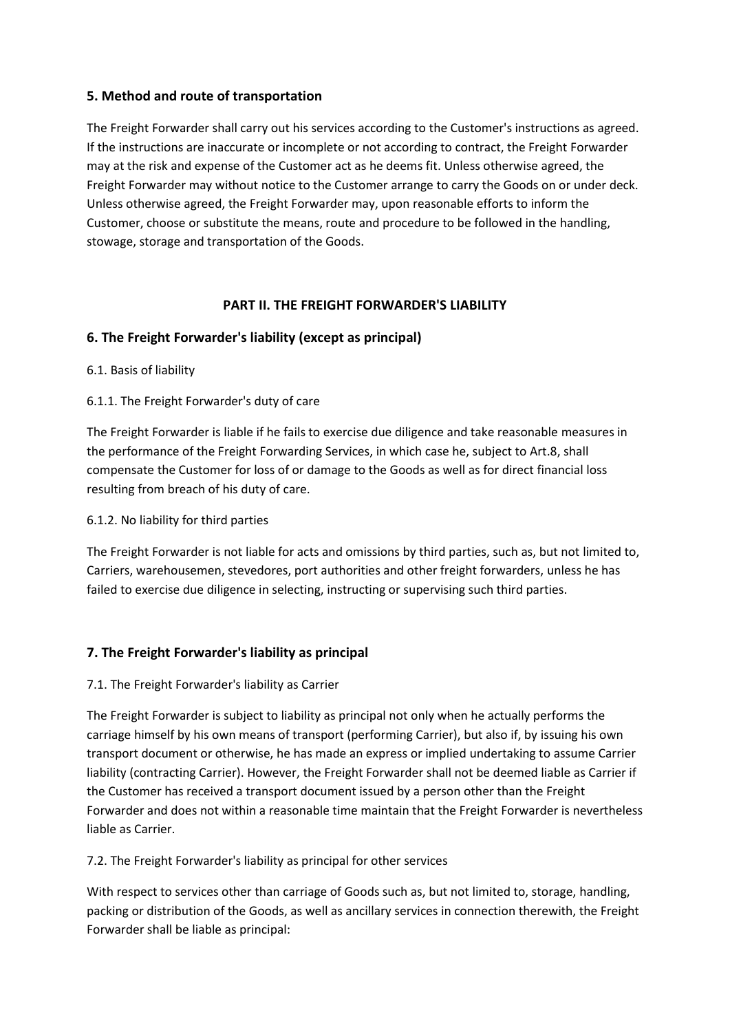### 5. Method and route of transportation

The Freight Forwarder shall carry out his services according to the Customer's instructions as agreed. If the instructions are inaccurate or incomplete or not according to contract, the Freight Forwarder may at the risk and expense of the Customer act as he deems fit. Unless otherwise agreed, the Freight Forwarder may without notice to the Customer arrange to carry the Goods on or under deck. Unless otherwise agreed, the Freight Forwarder may, upon reasonable efforts to inform the Customer, choose or substitute the means, route and procedure to be followed in the handling, stowage, storage and transportation of the Goods.

## PART II. THE FREIGHT FORWARDER'S LIABILITY

### 6. The Freight Forwarder's liability (except as principal)

6.1. Basis of liability

6.1.1. The Freight Forwarder's duty of care

The Freight Forwarder is liable if he fails to exercise due diligence and take reasonable measures in the performance of the Freight Forwarding Services, in which case he, subject to Art.8, shall compensate the Customer for loss of or damage to the Goods as well as for direct financial loss resulting from breach of his duty of care.

6.1.2. No liability for third parties

The Freight Forwarder is not liable for acts and omissions by third parties, such as, but not limited to, Carriers, warehousemen, stevedores, port authorities and other freight forwarders, unless he has failed to exercise due diligence in selecting, instructing or supervising such third parties.

### 7. The Freight Forwarder's liability as principal

7.1. The Freight Forwarder's liability as Carrier

The Freight Forwarder is subject to liability as principal not only when he actually performs the carriage himself by his own means of transport (performing Carrier), but also if, by issuing his own transport document or otherwise, he has made an express or implied undertaking to assume Carrier liability (contracting Carrier). However, the Freight Forwarder shall not be deemed liable as Carrier if the Customer has received a transport document issued by a person other than the Freight Forwarder and does not within a reasonable time maintain that the Freight Forwarder is nevertheless liable as Carrier.

7.2. The Freight Forwarder's liability as principal for other services

With respect to services other than carriage of Goods such as, but not limited to, storage, handling, packing or distribution of the Goods, as well as ancillary services in connection therewith, the Freight Forwarder shall be liable as principal: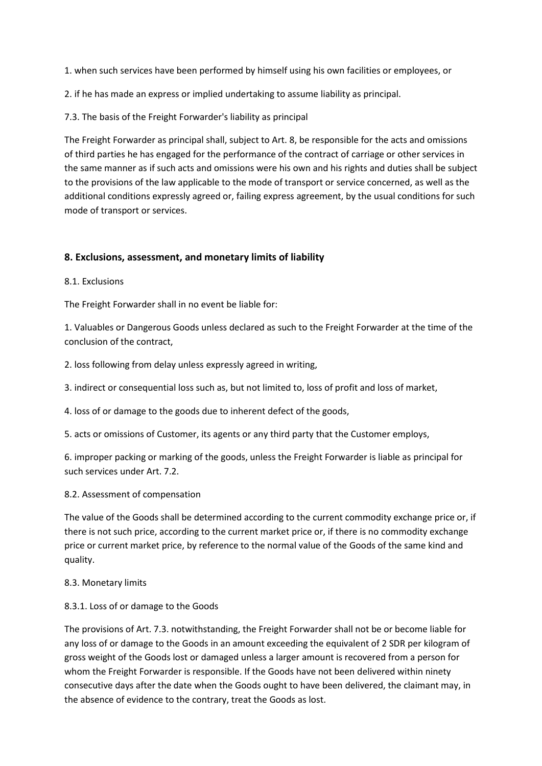1. when such services have been performed by himself using his own facilities or employees, or

2. if he has made an express or implied undertaking to assume liability as principal.

7.3. The basis of the Freight Forwarder's liability as principal

The Freight Forwarder as principal shall, subject to Art. 8, be responsible for the acts and omissions of third parties he has engaged for the performance of the contract of carriage or other services in the same manner as if such acts and omissions were his own and his rights and duties shall be subject to the provisions of the law applicable to the mode of transport or service concerned, as well as the additional conditions expressly agreed or, failing express agreement, by the usual conditions for such mode of transport or services.

## 8. Exclusions, assessment, and monetary limits of liability

8.1. Exclusions

The Freight Forwarder shall in no event be liable for:

1. Valuables or Dangerous Goods unless declared as such to the Freight Forwarder at the time of the conclusion of the contract,

2. loss following from delay unless expressly agreed in writing,

3. indirect or consequential loss such as, but not limited to, loss of profit and loss of market,

4. loss of or damage to the goods due to inherent defect of the goods,

5. acts or omissions of Customer, its agents or any third party that the Customer employs,

6. improper packing or marking of the goods, unless the Freight Forwarder is liable as principal for such services under Art. 7.2.

8.2. Assessment of compensation

The value of the Goods shall be determined according to the current commodity exchange price or, if there is not such price, according to the current market price or, if there is no commodity exchange price or current market price, by reference to the normal value of the Goods of the same kind and quality.

8.3. Monetary limits

8.3.1. Loss of or damage to the Goods

The provisions of Art. 7.3. notwithstanding, the Freight Forwarder shall not be or become liable for any loss of or damage to the Goods in an amount exceeding the equivalent of 2 SDR per kilogram of gross weight of the Goods lost or damaged unless a larger amount is recovered from a person for whom the Freight Forwarder is responsible. If the Goods have not been delivered within ninety consecutive days after the date when the Goods ought to have been delivered, the claimant may, in the absence of evidence to the contrary, treat the Goods as lost.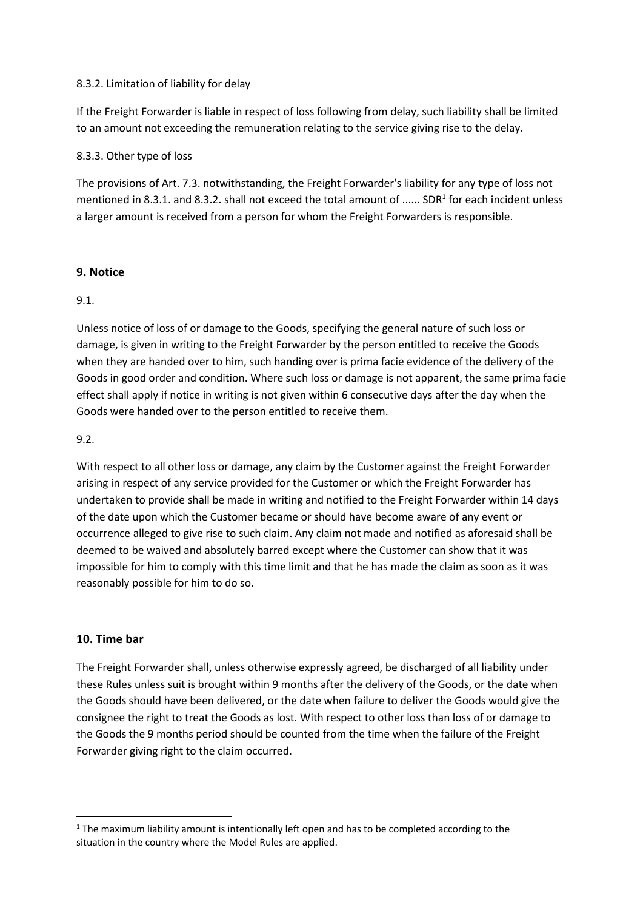8.3.2. Limitation of liability for delay

If the Freight Forwarder is liable in respect of loss following from delay, such liability shall be limited to an amount not exceeding the remuneration relating to the service giving rise to the delay.

8.3.3. Other type of loss

The provisions of Art. 7.3. notwithstanding, the Freight Forwarder's liability for any type of loss not mentioned in 8.3.1. and 8.3.2. shall not exceed the total amount of ...... SDR[1] for each incident unless a larger amount is received from a person for whom the Freight Forwarders is responsible.

## 9. Notice

9.1.

Unless notice of loss of or damage to the Goods, specifying the general nature of such loss or damage, is given in writing to the Freight Forwarder by the person entitled to receive the Goods when they are handed over to him, such handing over is prima facie evidence of the delivery of the Goods in good order and condition. Where such loss or damage is not apparent, the same prima facie effect shall apply if notice in writing is not given within 6 consecutive days after the day when the Goods were handed over to the person entitled to receive them.

9.2.

With respect to all other loss or damage, any claim by the Customer against the Freight Forwarder arising in respect of any service provided for the Customer or which the Freight Forwarder has undertaken to provide shall be made in writing and notified to the Freight Forwarder within 14 days of the date upon which the Customer became or should have become aware of any event or occurrence alleged to give rise to such claim. Any claim not made and notified as aforesaid shall be deemed to be waived and absolutely barred except where the Customer can show that it was impossible for him to comply with this time limit and that he has made the claim as soon as it was reasonably possible for him to do so.

## 10. Time bar

The Freight Forwarder shall, unless otherwise expressly agreed, be discharged of all liability under these Rules unless suit is brought within 9 months after the delivery of the Goods, or the date when the Goods should have been delivered, or the date when failure to deliver the Goods would give the consignee the right to treat the Goods as lost. With respect to other loss than loss of or damage to the Goods the 9 months period should be counted from the time when the failure of the Freight Forwarder giving right to the claim occurred.

---

[1] The maximum liability amount is intentionally left open and has to be completed according to the situation in the country where the Model Rules are applied.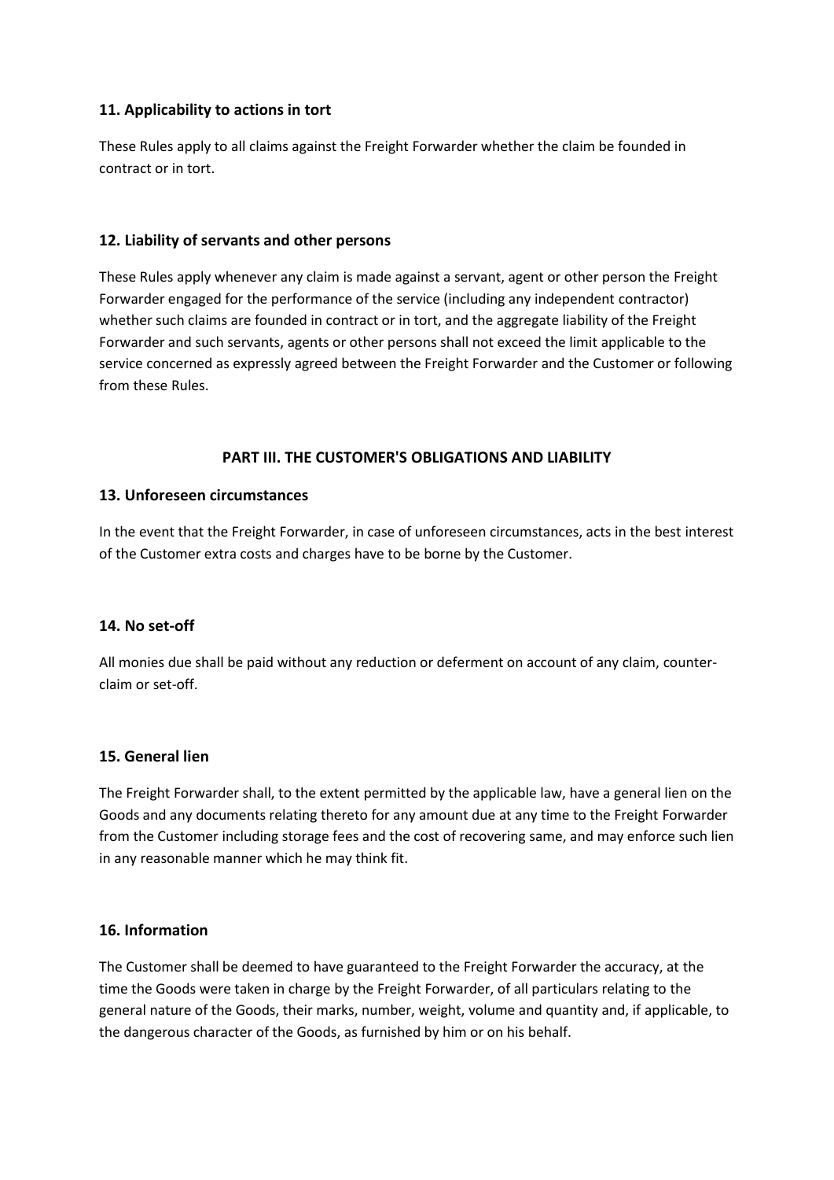### 11. Applicability to actions in tort

These Rules apply to all claims against the Freight Forwarder whether the claim be founded in contract or in tort.

### 12. Liability of servants and other persons

These Rules apply whenever any claim is made against a servant, agent or other person the Freight Forwarder engaged for the performance of the service (including any independent contractor) whether such claims are founded in contract or in tort, and the aggregate liability of the Freight Forwarder and such servants, agents or other persons shall not exceed the limit applicable to the service concerned as expressly agreed between the Freight Forwarder and the Customer or following from these Rules.

## PART III. THE CUSTOMER'S OBLIGATIONS AND LIABILITY

### 13. Unforeseen circumstances

In the event that the Freight Forwarder, in case of unforeseen circumstances, acts in the best interest of the Customer extra costs and charges have to be borne by the Customer.

### 14. No set-off

All monies due shall be paid without any reduction or deferment on account of any claim, counter-claim or set-off.

### 15. General lien

The Freight Forwarder shall, to the extent permitted by the applicable law, have a general lien on the Goods and any documents relating thereto for any amount due at any time to the Freight Forwarder from the Customer including storage fees and the cost of recovering same, and may enforce such lien in any reasonable manner which he may think fit.

### 16. Information

The Customer shall be deemed to have guaranteed to the Freight Forwarder the accuracy, at the time the Goods were taken in charge by the Freight Forwarder, of all particulars relating to the general nature of the Goods, their marks, number, weight, volume and quantity and, if applicable, to the dangerous character of the Goods, as furnished by him or on his behalf.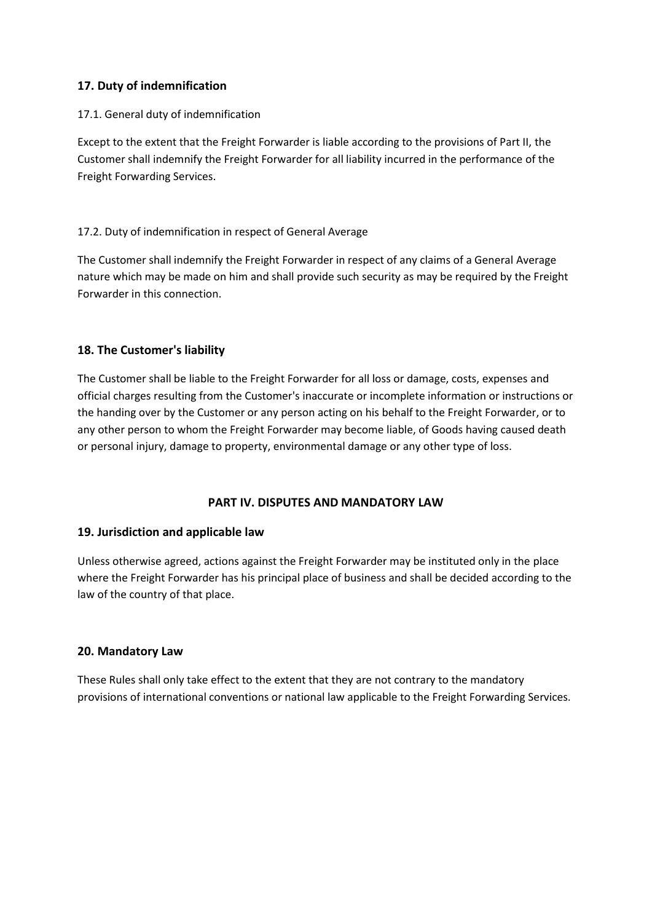## 17. Duty of indemnification

17.1. General duty of indemnification

Except to the extent that the Freight Forwarder is liable according to the provisions of Part II, the Customer shall indemnify the Freight Forwarder for all liability incurred in the performance of the Freight Forwarding Services.

17.2. Duty of indemnification in respect of General Average

The Customer shall indemnify the Freight Forwarder in respect of any claims of a General Average nature which may be made on him and shall provide such security as may be required by the Freight Forwarder in this connection.

## 18. The Customer's liability

The Customer shall be liable to the Freight Forwarder for all loss or damage, costs, expenses and official charges resulting from the Customer's inaccurate or incomplete information or instructions or the handing over by the Customer or any person acting on his behalf to the Freight Forwarder, or to any other person to whom the Freight Forwarder may become liable, of Goods having caused death or personal injury, damage to property, environmental damage or any other type of loss.

# PART IV. DISPUTES AND MANDATORY LAW

## 19. Jurisdiction and applicable law

Unless otherwise agreed, actions against the Freight Forwarder may be instituted only in the place where the Freight Forwarder has his principal place of business and shall be decided according to the law of the country of that place.

## 20. Mandatory Law

These Rules shall only take effect to the extent that they are not contrary to the mandatory provisions of international conventions or national law applicable to the Freight Forwarding Services.